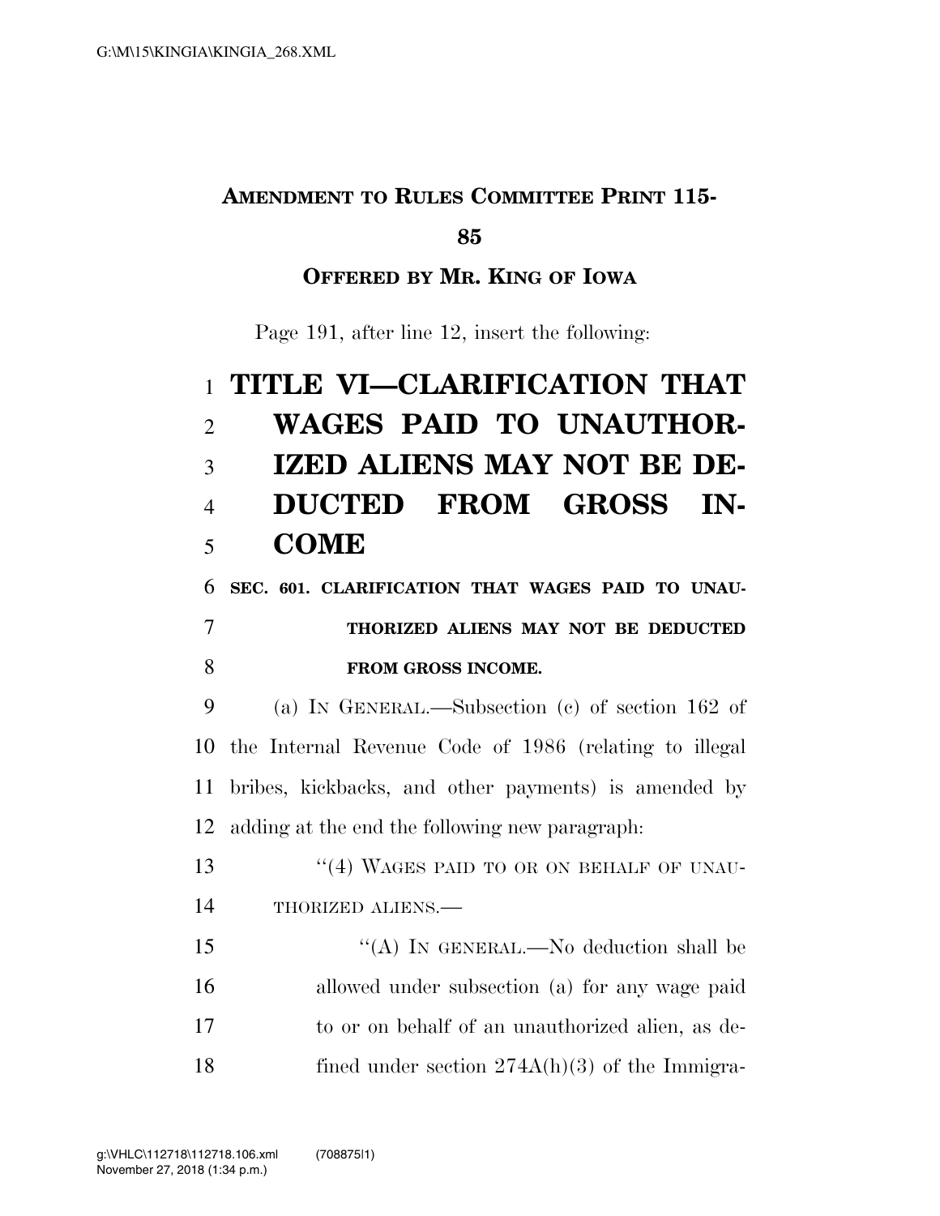**AMENDMENT TO RULES COMMITTEE PRINT 115-85**

**OFFERED BY MR. KING OF IOWA**

Page 191, after line 12, insert the following:

# TITLE VI—CLARIFICATION THAT WAGES PAID TO UNAUTHORIZED ALIENS MAY NOT BE DEDUCTED FROM GROSS INCOME

**SEC. 601. CLARIFICATION THAT WAGES PAID TO UNAUTHORIZED ALIENS MAY NOT BE DEDUCTED FROM GROSS INCOME.**

(a) IN GENERAL.—Subsection (c) of section 162 of the Internal Revenue Code of 1986 (relating to illegal bribes, kickbacks, and other payments) is amended by adding at the end the following new paragraph:

"(4) WAGES PAID TO OR ON BEHALF OF UNAUTHORIZED ALIENS.—

"(A) IN GENERAL.—No deduction shall be allowed under subsection (a) for any wage paid to or on behalf of an unauthorized alien, as defined under section 274A(h)(3) of the Immigra-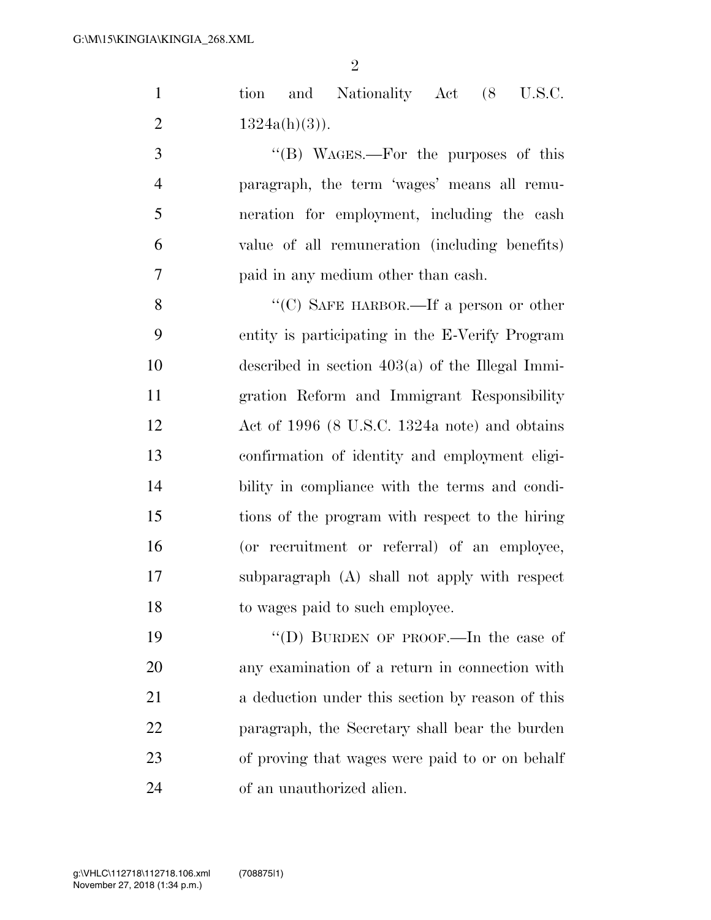tion and Nationality Act (8 U.S.C. 1324a(h)(3)).

"(B) WAGES.—For the purposes of this paragraph, the term 'wages' means all remuneration for employment, including the cash value of all remuneration (including benefits) paid in any medium other than cash.

"(C) SAFE HARBOR.—If a person or other entity is participating in the E-Verify Program described in section 403(a) of the Illegal Immigration Reform and Immigrant Responsibility Act of 1996 (8 U.S.C. 1324a note) and obtains confirmation of identity and employment eligibility in compliance with the terms and conditions of the program with respect to the hiring (or recruitment or referral) of an employee, subparagraph (A) shall not apply with respect to wages paid to such employee.

"(D) BURDEN OF PROOF.—In the case of any examination of a return in connection with a deduction under this section by reason of this paragraph, the Secretary shall bear the burden of proving that wages were paid to or on behalf of an unauthorized alien.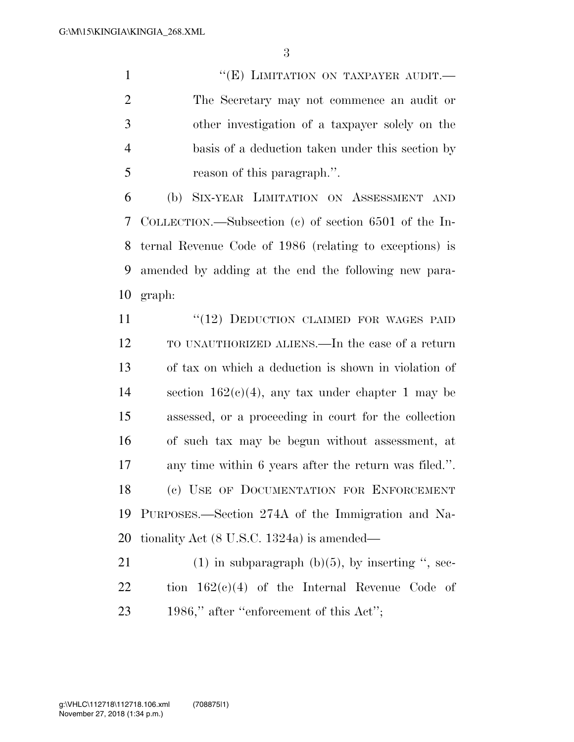"(E) LIMITATION ON TAXPAYER AUDIT.—The Secretary may not commence an audit or other investigation of a taxpayer solely on the basis of a deduction taken under this section by reason of this paragraph.".

(b) SIX-YEAR LIMITATION ON ASSESSMENT AND COLLECTION.—Subsection (c) of section 6501 of the Internal Revenue Code of 1986 (relating to exceptions) is amended by adding at the end the following new paragraph:

"(12) DEDUCTION CLAIMED FOR WAGES PAID TO UNAUTHORIZED ALIENS.—In the case of a return of tax on which a deduction is shown in violation of section 162(c)(4), any tax under chapter 1 may be assessed, or a proceeding in court for the collection of such tax may be begun without assessment, at any time within 6 years after the return was filed.".

(c) USE OF DOCUMENTATION FOR ENFORCEMENT PURPOSES.—Section 274A of the Immigration and Nationality Act (8 U.S.C. 1324a) is amended—

(1) in subparagraph (b)(5), by inserting ", section 162(c)(4) of the Internal Revenue Code of 1986," after "enforcement of this Act";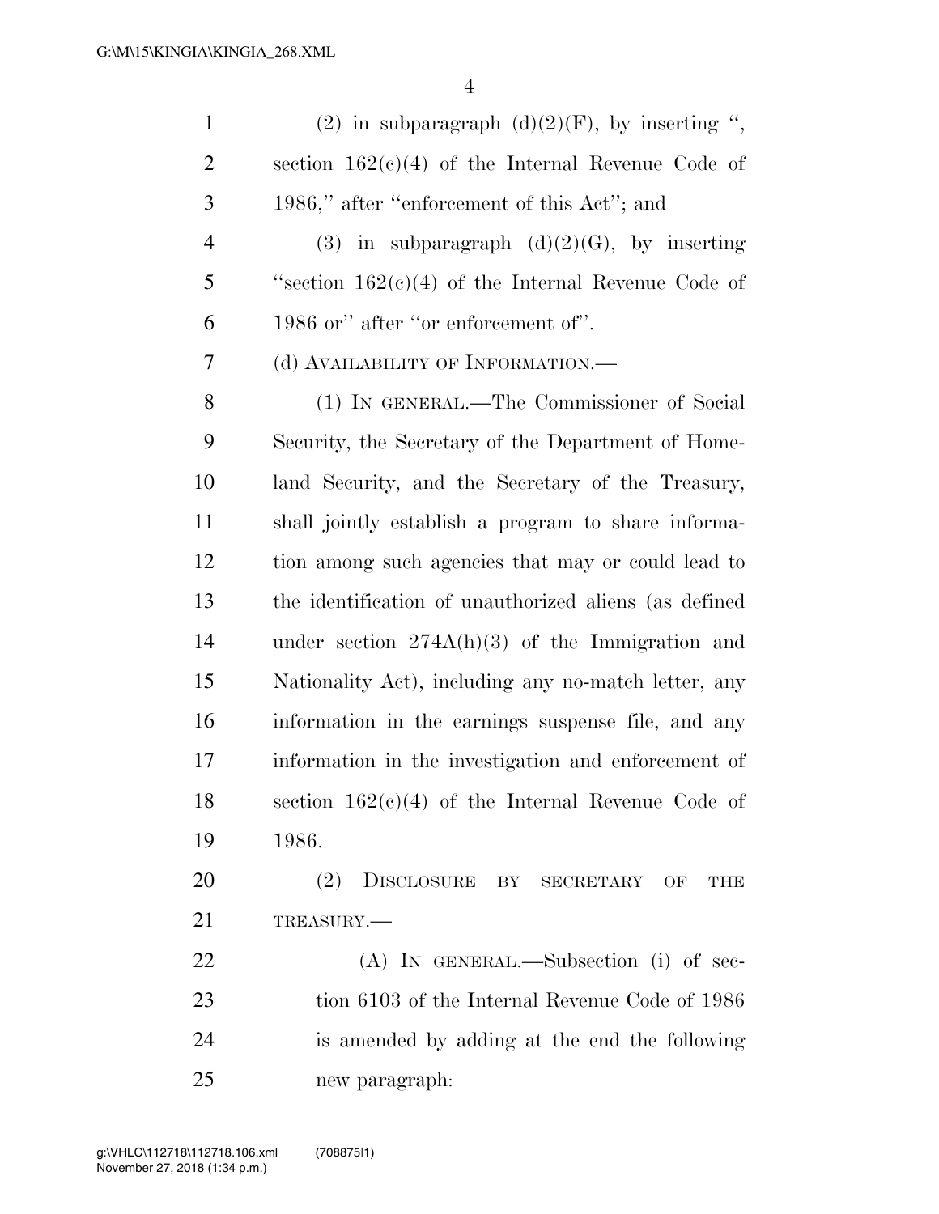(2) in subparagraph (d)(2)(F), by inserting ", section 162(c)(4) of the Internal Revenue Code of 1986," after "enforcement of this Act"; and

(3) in subparagraph (d)(2)(G), by inserting "section 162(c)(4) of the Internal Revenue Code of 1986 or" after "or enforcement of".

(d) AVAILABILITY OF INFORMATION.—

(1) IN GENERAL.—The Commissioner of Social Security, the Secretary of the Department of Homeland Security, and the Secretary of the Treasury, shall jointly establish a program to share information among such agencies that may or could lead to the identification of unauthorized aliens (as defined under section 274A(h)(3) of the Immigration and Nationality Act), including any no-match letter, any information in the earnings suspense file, and any information in the investigation and enforcement of section 162(c)(4) of the Internal Revenue Code of 1986.

(2) DISCLOSURE BY SECRETARY OF THE TREASURY.—

(A) IN GENERAL.—Subsection (i) of section 6103 of the Internal Revenue Code of 1986 is amended by adding at the end the following new paragraph: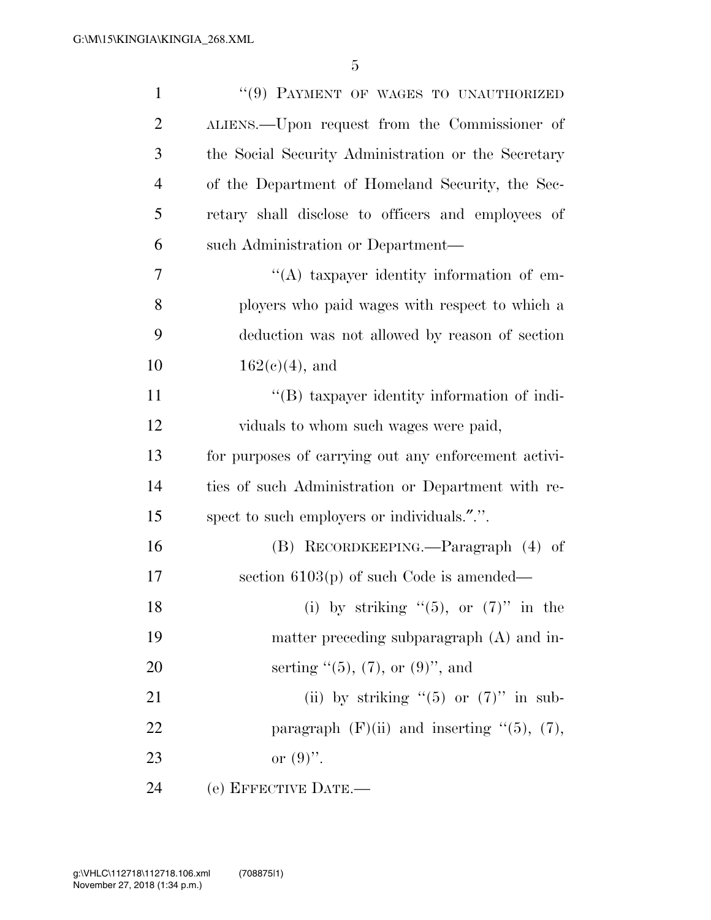"(9) PAYMENT OF WAGES TO UNAUTHORIZED ALIENS.—Upon request from the Commissioner of the Social Security Administration or the Secretary of the Department of Homeland Security, the Secretary shall disclose to officers and employees of such Administration or Department—

"(A) taxpayer identity information of employers who paid wages with respect to which a deduction was not allowed by reason of section 162(c)(4), and

"(B) taxpayer identity information of individuals to whom such wages were paid,

for purposes of carrying out any enforcement activities of such Administration or Department with respect to such employers or individuals.".".

(B) RECORDKEEPING.—Paragraph (4) of section 6103(p) of such Code is amended—

(i) by striking "(5), or (7)" in the matter preceding subparagraph (A) and inserting "(5), (7), or (9)", and

(ii) by striking "(5) or (7)" in subparagraph (F)(ii) and inserting "(5), (7), or (9)".

(e) EFFECTIVE DATE.—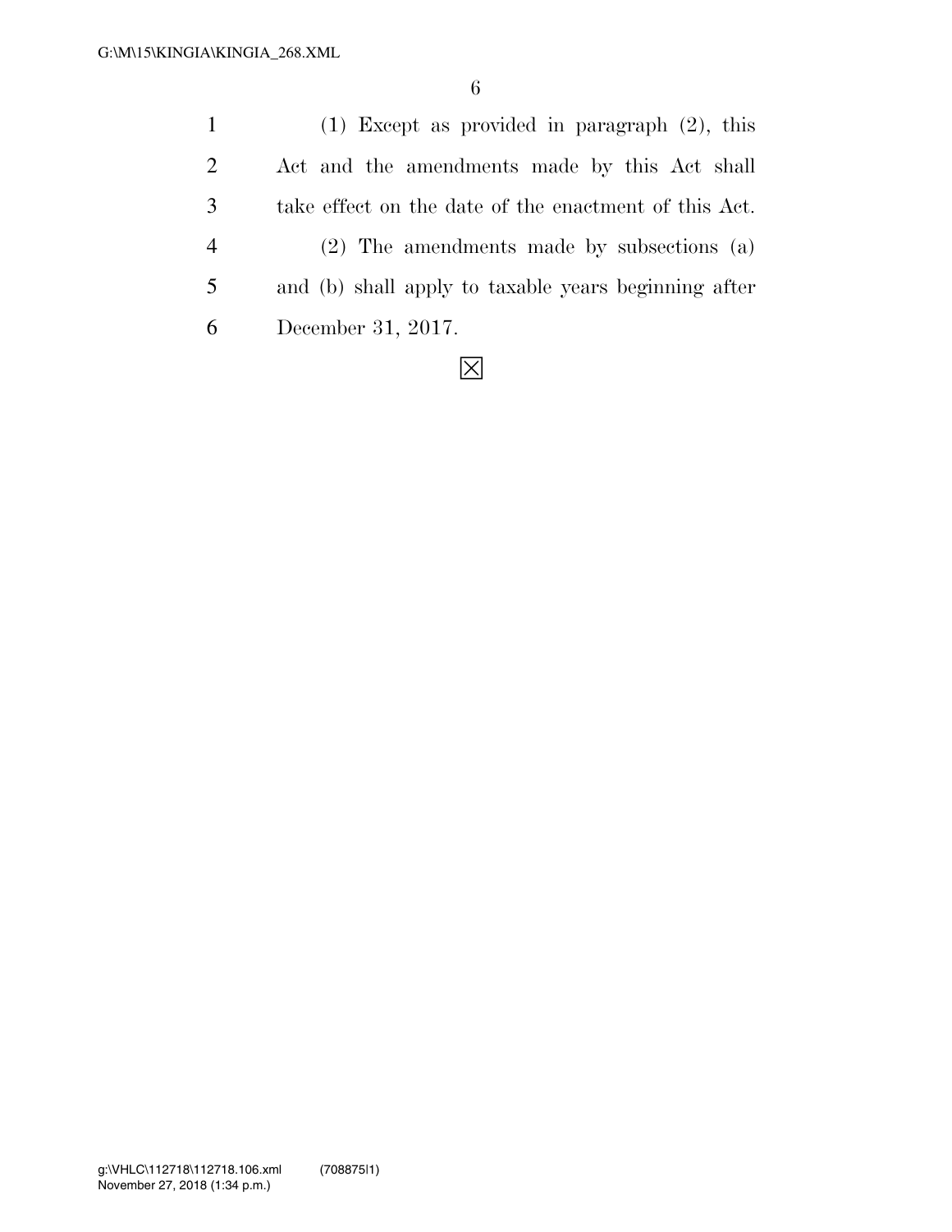(1) Except as provided in paragraph (2), this Act and the amendments made by this Act shall take effect on the date of the enactment of this Act.

(2) The amendments made by subsections (a) and (b) shall apply to taxable years beginning after December 31, 2017.